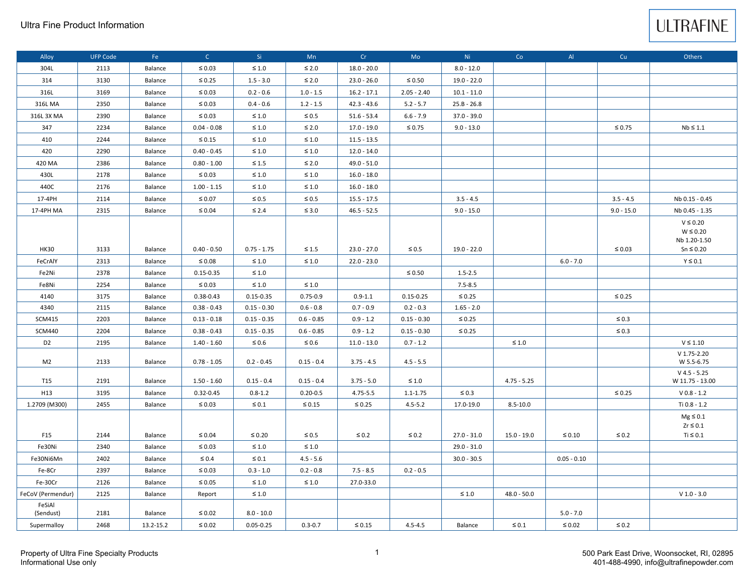# Ultra Fine Product Information

ULTRAFINE

| Alloy | UFP Code | Fe | C | Si | Mn | Cr | Mo | Ni | Co | Al | Cu | Others |
|---|---|---|---|---|---|---|---|---|---|---|---|---|
| 304L | 2113 | Balance | ≤ 0.03 | ≤ 1.0 | ≤ 2.0 | 18.0 - 20.0 | | 8.0 - 12.0 | | | | |
| 314 | 3130 | Balance | ≤ 0.25 | 1.5 - 3.0 | ≤ 2.0 | 23.0 - 26.0 | ≤ 0.50 | 19.0 - 22.0 | | | | |
| 316L | 3169 | Balance | ≤ 0.03 | 0.2 - 0.6 | 1.0 - 1.5 | 16.2 - 17.1 | 2.05 - 2.40 | 10.1 - 11.0 | | | | |
| 316L MA | 2350 | Balance | ≤ 0.03 | 0.4 - 0.6 | 1.2 - 1.5 | 42.3 - 43.6 | 5.2 - 5.7 | 25.8 - 26.8 | | | | |
| 316L 3X MA | 2390 | Balance | ≤ 0.03 | ≤ 1.0 | ≤ 0.5 | 51.6 - 53.4 | 6.6 - 7.9 | 37.0 - 39.0 | | | | |
| 347 | 2234 | Balance | 0.04 - 0.08 | ≤ 1.0 | ≤ 2.0 | 17.0 - 19.0 | ≤ 0.75 | 9.0 - 13.0 | | | ≤ 0.75 | Nb ≤ 1.1 |
| 410 | 2244 | Balance | ≤ 0.15 | ≤ 1.0 | ≤ 1.0 | 11.5 - 13.5 | | | | | | |
| 420 | 2290 | Balance | 0.40 - 0.45 | ≤ 1.0 | ≤ 1.0 | 12.0 - 14.0 | | | | | | |
| 420 MA | 2386 | Balance | 0.80 - 1.00 | ≤ 1.5 | ≤ 2.0 | 49.0 - 51.0 | | | | | | |
| 430L | 2178 | Balance | ≤ 0.03 | ≤ 1.0 | ≤ 1.0 | 16.0 - 18.0 | | | | | | |
| 440C | 2176 | Balance | 1.00 - 1.15 | ≤ 1.0 | ≤ 1.0 | 16.0 - 18.0 | | | | | | |
| 17-4PH | 2114 | Balance | ≤ 0.07 | ≤ 0.5 | ≤ 0.5 | 15.5 - 17.5 | | 3.5 - 4.5 | | | 3.5 - 4.5 | Nb 0.15 - 0.45 |
| 17-4PH MA | 2315 | Balance | ≤ 0.04 | ≤ 2.4 | ≤ 3.0 | 46.5 - 52.5 | | 9.0 - 15.0 | | | 9.0 - 15.0 | Nb 0.45 - 1.35 |
| HK30 | 3133 | Balance | 0.40 - 0.50 | 0.75 - 1.75 | ≤ 1.5 | 23.0 - 27.0 | ≤ 0.5 | 19.0 - 22.0 | | | ≤ 0.03 | V ≤ 0.20<br>W ≤ 0.20<br>Nb 1.20-1.50<br>Sn ≤ 0.20 |
| FeCrAlY | 2313 | Balance | ≤ 0.08 | ≤ 1.0 | ≤ 1.0 | 22.0 - 23.0 | | | | 6.0 - 7.0 | | Y ≤ 0.1 |
| Fe2Ni | 2378 | Balance | 0.15-0.35 | ≤ 1.0 | | | ≤ 0.50 | 1.5-2.5 | | | | |
| Fe8Ni | 2254 | Balance | ≤ 0.03 | ≤ 1.0 | ≤ 1.0 | | | 7.5-8.5 | | | | |
| 4140 | 3175 | Balance | 0.38-0.43 | 0.15-0.35 | 0.75-0.9 | 0.9-1.1 | 0.15-0.25 | ≤ 0.25 | | | ≤ 0.25 | |
| 4340 | 2115 | Balance | 0.38 - 0.43 | 0.15 - 0.30 | 0.6 - 0.8 | 0.7 - 0.9 | 0.2 - 0.3 | 1.65 - 2.0 | | | | |
| SCM415 | 2203 | Balance | 0.13 - 0.18 | 0.15 - 0.35 | 0.6 - 0.85 | 0.9 - 1.2 | 0.15 - 0.30 | ≤ 0.25 | | | ≤ 0.3 | |
| SCM440 | 2204 | Balance | 0.38 - 0.43 | 0.15 - 0.35 | 0.6 - 0.85 | 0.9 - 1.2 | 0.15 - 0.30 | ≤ 0.25 | | | ≤ 0.3 | |
| D2 | 2195 | Balance | 1.40 - 1.60 | ≤ 0.6 | ≤ 0.6 | 11.0 - 13.0 | 0.7 - 1.2 | | ≤ 1.0 | | | V ≤ 1.10 |
| M2 | 2133 | Balance | 0.78 - 1.05 | 0.2 - 0.45 | 0.15 - 0.4 | 3.75 - 4.5 | 4.5 - 5.5 | | | | | V 1.75-2.20<br>W 5.5-6.75 |
| T15 | 2191 | Balance | 1.50 - 1.60 | 0.15 - 0.4 | 0.15 - 0.4 | 3.75 - 5.0 | ≤ 1.0 | | 4.75 - 5.25 | | | V 4.5 - 5.25<br>W 11.75 - 13.00 |
| H13 | 3195 | Balance | 0.32-0.45 | 0.8-1.2 | 0.20-0.5 | 4.75-5.5 | 1.1-1.75 | ≤ 0.3 | | | ≤ 0.25 | V 0.8 - 1.2 |
| 1.2709 (M300) | 2455 | Balance | ≤ 0.03 | ≤ 0.1 | ≤ 0.15 | ≤ 0.25 | 4.5-5.2 | 17.0-19.0 | 8.5-10.0 | | | Ti 0.8 - 1.2 |
| F15 | 2144 | Balance | ≤ 0.04 | ≤ 0.20 | ≤ 0.5 | ≤ 0.2 | ≤ 0.2 | 27.0 - 31.0 | 15.0 - 19.0 | ≤ 0.10 | ≤ 0.2 | Mg ≤ 0.1<br>Zr ≤ 0.1<br>Ti ≤ 0.1 |
| Fe30Ni | 2340 | Balance | ≤ 0.03 | ≤ 1.0 | ≤ 1.0 | | | 29.0 - 31.0 | | | | |
| Fe30Ni6Mn | 2402 | Balance | ≤ 0.4 | ≤ 0.1 | 4.5 - 5.6 | | | 30.0 - 30.5 | | 0.05 - 0.10 | | |
| Fe-8Cr | 2397 | Balance | ≤ 0.03 | 0.3 - 1.0 | 0.2 - 0.8 | 7.5 - 8.5 | 0.2 - 0.5 | | | | | |
| Fe-30Cr | 2126 | Balance | ≤ 0.05 | ≤ 1.0 | ≤ 1.0 | 27.0-33.0 | | | | | | |
| FeCoV (Permendur) | 2125 | Balance | Report | ≤ 1.0 | | | | ≤ 1.0 | 48.0 - 50.0 | | | V 1.0 - 3.0 |
| FeSiAl (Sendust) | 2181 | Balance | ≤ 0.02 | 8.0 - 10.0 | | | | | | 5.0 - 7.0 | | |
| Supermalloy | 2468 | 13.2-15.2 | ≤ 0.02 | 0.05-0.25 | 0.3-0.7 | ≤ 0.15 | 4.5-4.5 | Balance | ≤ 0.1 | ≤ 0.02 | ≤ 0.2 | |

Property of Ultra Fine Specialty Products
Informational Use only

500 Park East Drive, Woonsocket, RI, 02895
401-488-4990, info@ultrafinepowder.com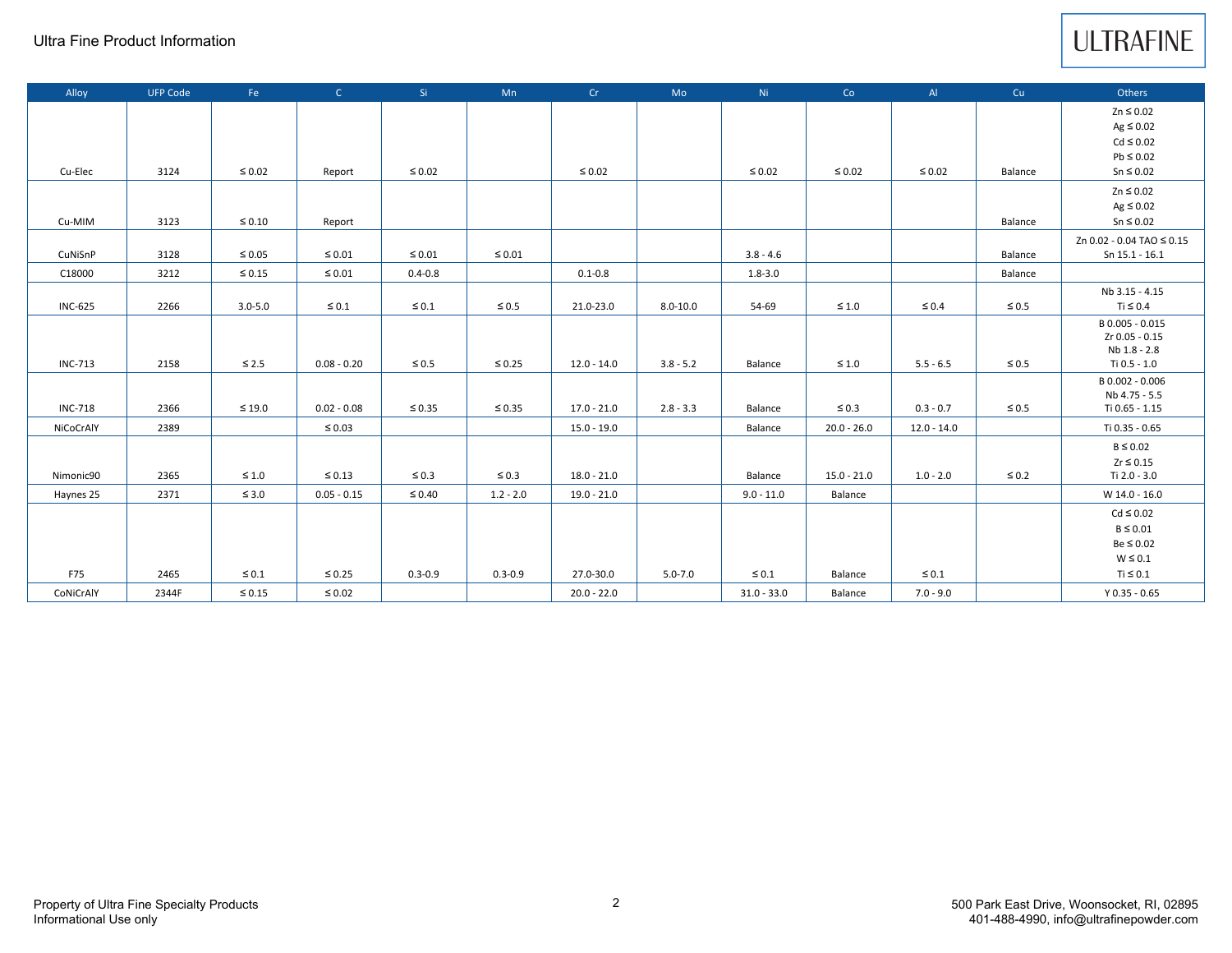| Alloy | UFP Code | Fe | C | Si | Mn | Cr | Mo | Ni | Co | Al | Cu | Others |
|---|---|---|---|---|---|---|---|---|---|---|---|---|
| Cu-Elec | 3124 | ≤ 0.02 | Report | ≤ 0.02 | | ≤ 0.02 | | ≤ 0.02 | ≤ 0.02 | ≤ 0.02 | Balance | Zn ≤ 0.02<br>Ag ≤ 0.02<br>Cd ≤ 0.02<br>Pb ≤ 0.02<br>Sn ≤ 0.02 |
| Cu-MIM | 3123 | ≤ 0.10 | Report | | | | | | | | Balance | Zn ≤ 0.02<br>Ag ≤ 0.02<br>Sn ≤ 0.02 |
| CuNiSnP | 3128 | ≤ 0.05 | ≤ 0.01 | ≤ 0.01 | ≤ 0.01 | | | 3.8 - 4.6 | | | Balance | Zn 0.02 - 0.04 TAO ≤ 0.15<br>Sn 15.1 - 16.1 |
| C18000 | 3212 | ≤ 0.15 | ≤ 0.01 | 0.4-0.8 | | 0.1-0.8 | | 1.8-3.0 | | | Balance | |
| INC-625 | 2266 | 3.0-5.0 | ≤ 0.1 | ≤ 0.1 | ≤ 0.5 | 21.0-23.0 | 8.0-10.0 | 54-69 | ≤ 1.0 | ≤ 0.4 | ≤ 0.5 | Nb 3.15 - 4.15<br>Ti ≤ 0.4 |
| INC-713 | 2158 | ≤ 2.5 | 0.08 - 0.20 | ≤ 0.5 | ≤ 0.25 | 12.0 - 14.0 | 3.8 - 5.2 | Balance | ≤ 1.0 | 5.5 - 6.5 | ≤ 0.5 | B 0.005 - 0.015<br>Zr 0.05 - 0.15<br>Nb 1.8 - 2.8<br>Ti 0.5 - 1.0 |
| INC-718 | 2366 | ≤ 19.0 | 0.02 - 0.08 | ≤ 0.35 | ≤ 0.35 | 17.0 - 21.0 | 2.8 - 3.3 | Balance | ≤ 0.3 | 0.3 - 0.7 | ≤ 0.5 | B 0.002 - 0.006<br>Nb 4.75 - 5.5<br>Ti 0.65 - 1.15 |
| NiCoCrAlY | 2389 | | ≤ 0.03 | | | 15.0 - 19.0 | | Balance | 20.0 - 26.0 | 12.0 - 14.0 | | Ti 0.35 - 0.65 |
| Nimonic90 | 2365 | ≤ 1.0 | ≤ 0.13 | ≤ 0.3 | ≤ 0.3 | 18.0 - 21.0 | | Balance | 15.0 - 21.0 | 1.0 - 2.0 | ≤ 0.2 | B ≤ 0.02<br>Zr ≤ 0.15<br>Ti 2.0 - 3.0 |
| Haynes 25 | 2371 | ≤ 3.0 | 0.05 - 0.15 | ≤ 0.40 | 1.2 - 2.0 | 19.0 - 21.0 | | 9.0 - 11.0 | Balance | | | W 14.0 - 16.0 |
| F75 | 2465 | ≤ 0.1 | ≤ 0.25 | 0.3-0.9 | 0.3-0.9 | 27.0-30.0 | 5.0-7.0 | ≤ 0.1 | Balance | ≤ 0.1 | | Cd ≤ 0.02<br>B ≤ 0.01<br>Be ≤ 0.02<br>W ≤ 0.1<br>Ti ≤ 0.1 |
| CoNiCrAlY | 2344F | ≤ 0.15 | ≤ 0.02 | | | 20.0 - 22.0 | | 31.0 - 33.0 | Balance | 7.0 - 9.0 | | Y 0.35 - 0.65 |

Property of Ultra Fine Specialty Products
Informational Use only

500 Park East Drive, Woonsocket, RI, 02895
401-488-4990, info@ultrafinepowder.com